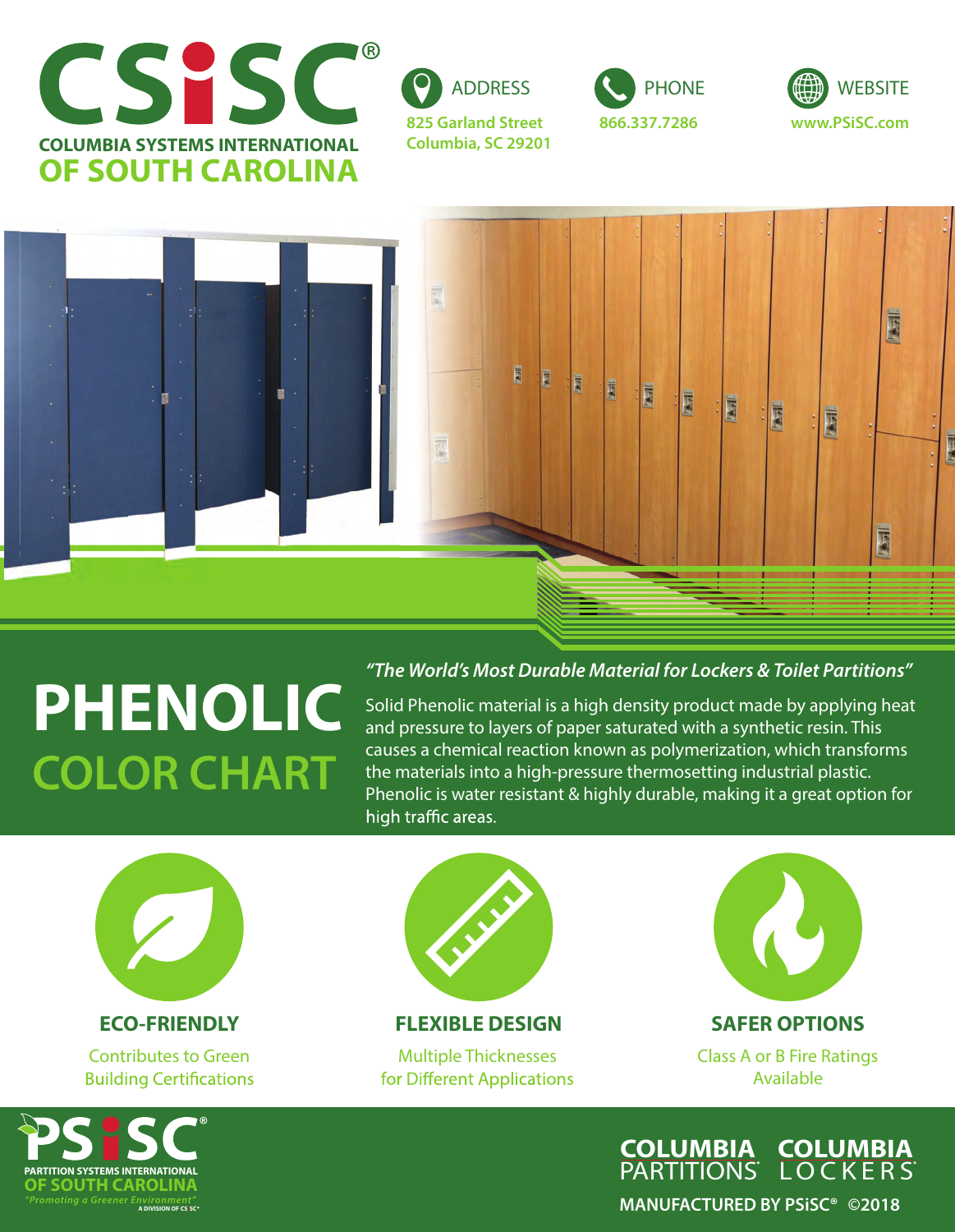# CSiSC®

**COLUMBIA SYSTEMS INTERNATIONAL OF SOUTH CAROLINA**

ADDRESS
825 Garland Street
Columbia, SC 29201

PHONE
866.337.7286

WEBSITE
www.PSiSC.com

# PHENOLIC COLOR CHART

*"The World's Most Durable Material for Lockers & Toilet Partitions"*

Solid Phenolic material is a high density product made by applying heat and pressure to layers of paper saturated with a synthetic resin. This causes a chemical reaction known as polymerization, which transforms the materials into a high-pressure thermosetting industrial plastic. Phenolic is water resistant & highly durable, making it a great option for high traffic areas.

### ECO-FRIENDLY

Contributes to Green Building Certifications

### FLEXIBLE DESIGN

Multiple Thicknesses for Different Applications

### SAFER OPTIONS

Class A or B Fire Ratings Available

**PSiSC®**
PARTITION SYSTEMS INTERNATIONAL OF SOUTH CAROLINA
*"Promoting a Greener Environment"*
A DIVISION OF CS SC®

COLUMBIA PARTITIONS® COLUMBIA LOCKERS®

MANUFACTURED BY PSiSC® ©2018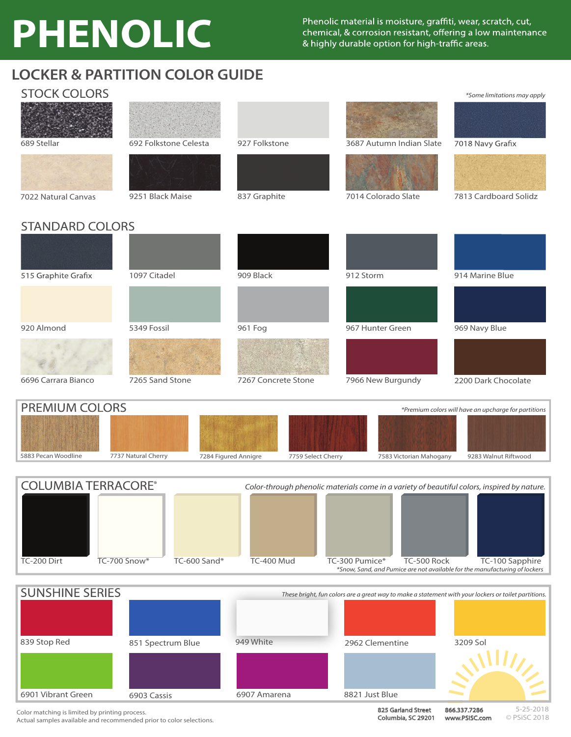# PHENOLIC

Phenolic material is moisture, graffiti, wear, scratch, cut, chemical, & corrosion resistant, offering a low maintenance & highly durable option for high-traffic areas.

## LOCKER & PARTITION COLOR GUIDE

### STOCK COLORS

*\*Some limitations may apply*

- 689 Stellar
- 692 Folkstone Celesta
- 927 Folkstone
- 3687 Autumn Indian Slate
- 7018 Navy Grafix
- 7022 Natural Canvas
- 9251 Black Maise
- 837 Graphite
- 7014 Colorado Slate
- 7813 Cardboard Solidz

### STANDARD COLORS

- 515 Graphite Grafix
- 1097 Citadel
- 909 Black
- 912 Storm
- 914 Marine Blue
- 920 Almond
- 5349 Fossil
- 961 Fog
- 967 Hunter Green
- 969 Navy Blue
- 6696 Carrara Bianco
- 7265 Sand Stone
- 7267 Concrete Stone
- 7966 New Burgundy
- 2200 Dark Chocolate

### PREMIUM COLORS

*\*Premium colors will have an upcharge for partitions*

- 5883 Pecan Woodline
- 7737 Natural Cherry
- 7284 Figured Annigre
- 7759 Select Cherry
- 7583 Victorian Mahogany
- 9283 Walnut Riftwood

### COLUMBIA TERRACORE®

*Color-through phenolic materials come in a variety of beautiful colors, inspired by nature.*

- TC-200 Dirt
- TC-700 Snow*
- TC-600 Sand*
- TC-400 Mud
- TC-300 Pumice*
- TC-500 Rock
- TC-100 Sapphire

*\*Snow, Sand, and Pumice are not available for the manufacturing of lockers*

### SUNSHINE SERIES

*These bright, fun colors are a great way to make a statement with your lockers or toilet partitions.*

- 839 Stop Red
- 851 Spectrum Blue
- 949 White
- 2962 Clementine
- 3209 Sol
- 6901 Vibrant Green
- 6903 Cassis
- 6907 Amarena
- 8821 Just Blue

Color matching is limited by printing process.
Actual samples available and recommended prior to color selections.

825 Garland Street
Columbia, SC 29201

866.337.7286
www.PSISC.com

5-25-2018
© PSiSC 2018